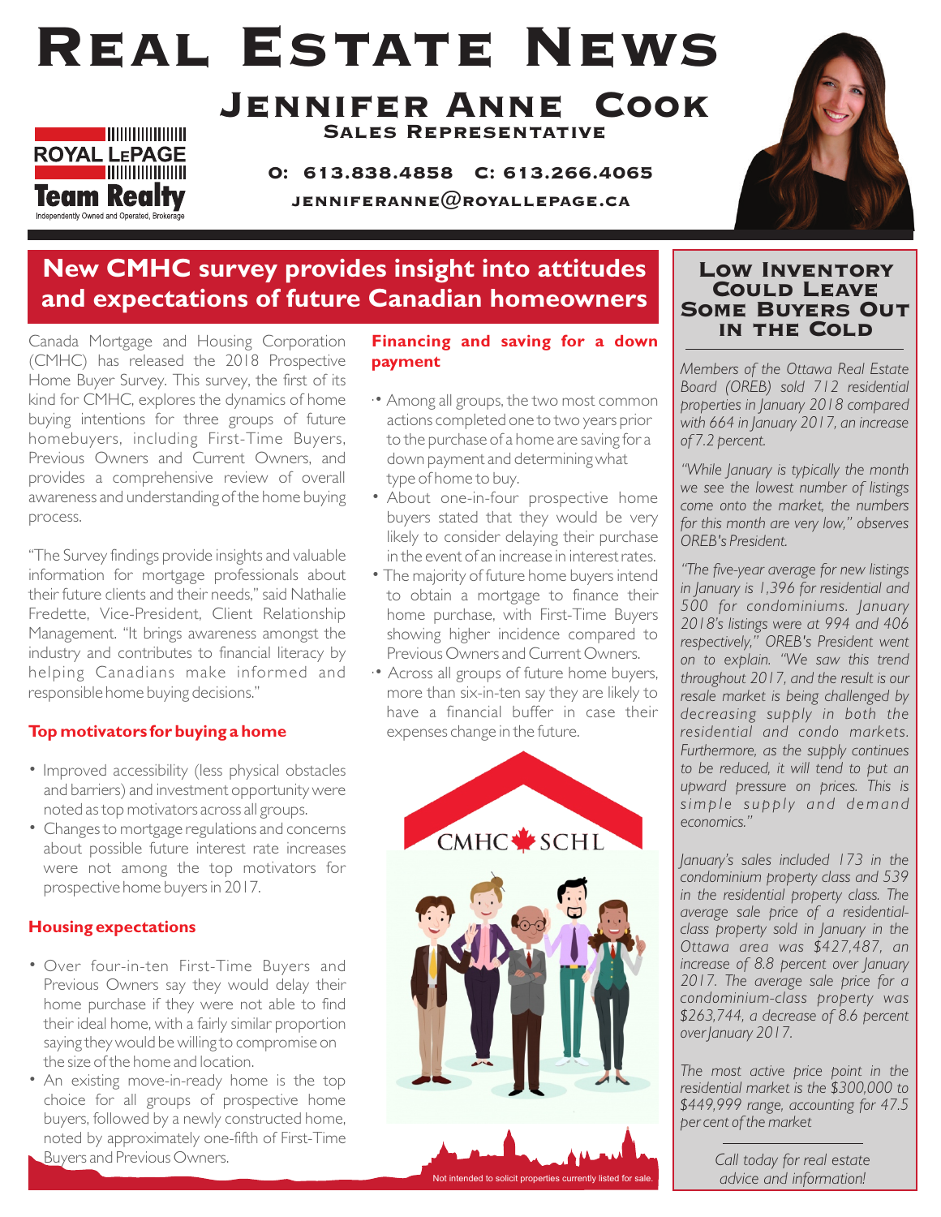# Real Estate News

## Jennifer Anne Cook

**Sales Representative**

ROYAL LEPAGE
Team Realty
Independently Owned and Operated, Brokerage

**O: 613.838.4858 C: 613.266.4065**

**jenniferanne@royallepage.ca**

## New CMHC survey provides insight into attitudes and expectations of future Canadian homeowners

Canada Mortgage and Housing Corporation (CMHC) has released the 2018 Prospective Home Buyer Survey. This survey, the first of its kind for CMHC, explores the dynamics of home buying intentions for three groups of future homebuyers, including First-Time Buyers, Previous Owners and Current Owners, and provides a comprehensive review of overall awareness and understanding of the home buying process.

"The Survey findings provide insights and valuable information for mortgage professionals about their future clients and their needs," said Nathalie Fredette, Vice-President, Client Relationship Management. "It brings awareness amongst the industry and contributes to financial literacy by helping Canadians make informed and responsible home buying decisions."

### Top motivators for buying a home

- Improved accessibility (less physical obstacles and barriers) and investment opportunity were noted as top motivators across all groups.
- Changes to mortgage regulations and concerns about possible future interest rate increases were not among the top motivators for prospective home buyers in 2017.

### Housing expectations

- Over four-in-ten First-Time Buyers and Previous Owners say they would delay their home purchase if they were not able to find their ideal home, with a fairly similar proportion saying they would be willing to compromise on the size of the home and location.
- An existing move-in-ready home is the top choice for all groups of prospective home buyers, followed by a newly constructed home, noted by approximately one-fifth of First-Time Buyers and Previous Owners.

### Financing and saving for a down payment

- Among all groups, the two most common actions completed one to two years prior to the purchase of a home are saving for a down payment and determining what type of home to buy.
- About one-in-four prospective home buyers stated that they would be very likely to consider delaying their purchase in the event of an increase in interest rates.
- The majority of future home buyers intend to obtain a mortgage to finance their home purchase, with First-Time Buyers showing higher incidence compared to Previous Owners and Current Owners.
- Across all groups of future home buyers, more than six-in-ten say they are likely to have a financial buffer in case their expenses change in the future.

CMHC SCHL

Not intended to solicit properties currently listed for sale.

## Low Inventory Could Leave Some Buyers Out in the Cold

*Members of the Ottawa Real Estate Board (OREB) sold 712 residential properties in January 2018 compared with 664 in January 2017, an increase of 7.2 percent.*

*"While January is typically the month we see the lowest number of listings come onto the market, the numbers for this month are very low," observes OREB's President.*

*"The five-year average for new listings in January is 1,396 for residential and 500 for condominiums. January 2018's listings were at 994 and 406 respectively," OREB's President went on to explain. "We saw this trend throughout 2017, and the result is our resale market is being challenged by decreasing supply in both the residential and condo markets. Furthermore, as the supply continues to be reduced, it will tend to put an upward pressure on prices. This is simple supply and demand economics."*

*January's sales included 173 in the condominium property class and 539 in the residential property class. The average sale price of a residential-class property sold in January in the Ottawa area was $427,487, an increase of 8.8 percent over January 2017. The average sale price for a condominium-class property was $263,744, a decrease of 8.6 percent over January 2017.*

*The most active price point in the residential market is the $300,000 to $449,999 range, accounting for 47.5 per cent of the market*

*Call today for real estate advice and information!*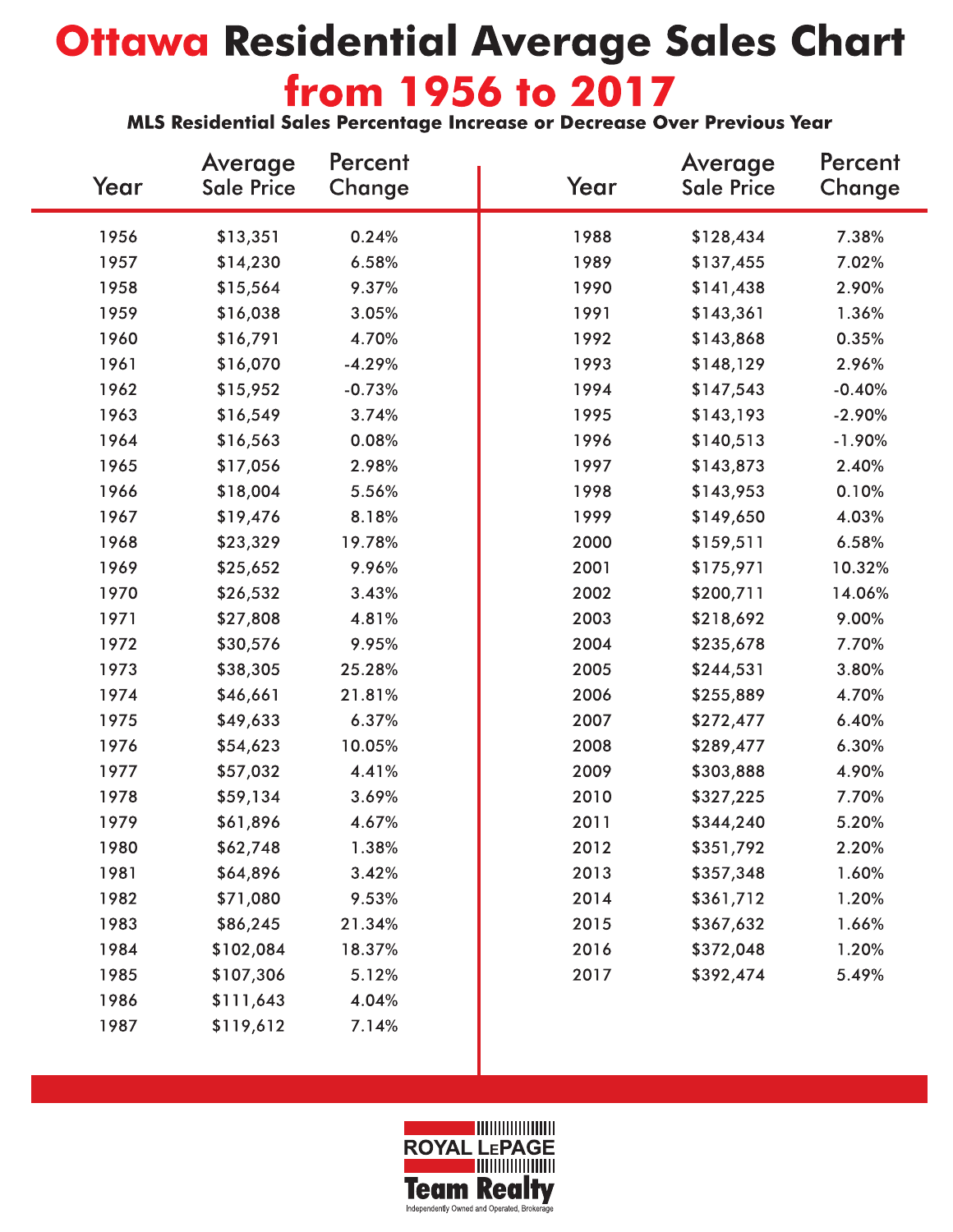# Ottawa Residential Average Sales Chart from 1956 to 2017

**MLS Residential Sales Percentage Increase or Decrease Over Previous Year**

| Year | Average Sale Price | Percent Change |
|---|---|---|
| 1956 | $13,351 | 0.24% |
| 1957 | $14,230 | 6.58% |
| 1958 | $15,564 | 9.37% |
| 1959 | $16,038 | 3.05% |
| 1960 | $16,791 | 4.70% |
| 1961 | $16,070 | -4.29% |
| 1962 | $15,952 | -0.73% |
| 1963 | $16,549 | 3.74% |
| 1964 | $16,563 | 0.08% |
| 1965 | $17,056 | 2.98% |
| 1966 | $18,004 | 5.56% |
| 1967 | $19,476 | 8.18% |
| 1968 | $23,329 | 19.78% |
| 1969 | $25,652 | 9.96% |
| 1970 | $26,532 | 3.43% |
| 1971 | $27,808 | 4.81% |
| 1972 | $30,576 | 9.95% |
| 1973 | $38,305 | 25.28% |
| 1974 | $46,661 | 21.81% |
| 1975 | $49,633 | 6.37% |
| 1976 | $54,623 | 10.05% |
| 1977 | $57,032 | 4.41% |
| 1978 | $59,134 | 3.69% |
| 1979 | $61,896 | 4.67% |
| 1980 | $62,748 | 1.38% |
| 1981 | $64,896 | 3.42% |
| 1982 | $71,080 | 9.53% |
| 1983 | $86,245 | 21.34% |
| 1984 | $102,084 | 18.37% |
| 1985 | $107,306 | 5.12% |
| 1986 | $111,643 | 4.04% |
| 1987 | $119,612 | 7.14% |
| 1988 | $128,434 | 7.38% |
| 1989 | $137,455 | 7.02% |
| 1990 | $141,438 | 2.90% |
| 1991 | $143,361 | 1.36% |
| 1992 | $143,868 | 0.35% |
| 1993 | $148,129 | 2.96% |
| 1994 | $147,543 | -0.40% |
| 1995 | $143,193 | -2.90% |
| 1996 | $140,513 | -1.90% |
| 1997 | $143,873 | 2.40% |
| 1998 | $143,953 | 0.10% |
| 1999 | $149,650 | 4.03% |
| 2000 | $159,511 | 6.58% |
| 2001 | $175,971 | 10.32% |
| 2002 | $200,711 | 14.06% |
| 2003 | $218,692 | 9.00% |
| 2004 | $235,678 | 7.70% |
| 2005 | $244,531 | 3.80% |
| 2006 | $255,889 | 4.70% |
| 2007 | $272,477 | 6.40% |
| 2008 | $289,477 | 6.30% |
| 2009 | $303,888 | 4.90% |
| 2010 | $327,225 | 7.70% |
| 2011 | $344,240 | 5.20% |
| 2012 | $351,792 | 2.20% |
| 2013 | $357,348 | 1.60% |
| 2014 | $361,712 | 1.20% |
| 2015 | $367,632 | 1.66% |
| 2016 | $372,048 | 1.20% |
| 2017 | $392,474 | 5.49% |

ROYAL LEPAGE
Team Realty
Independently Owned and Operated, Brokerage